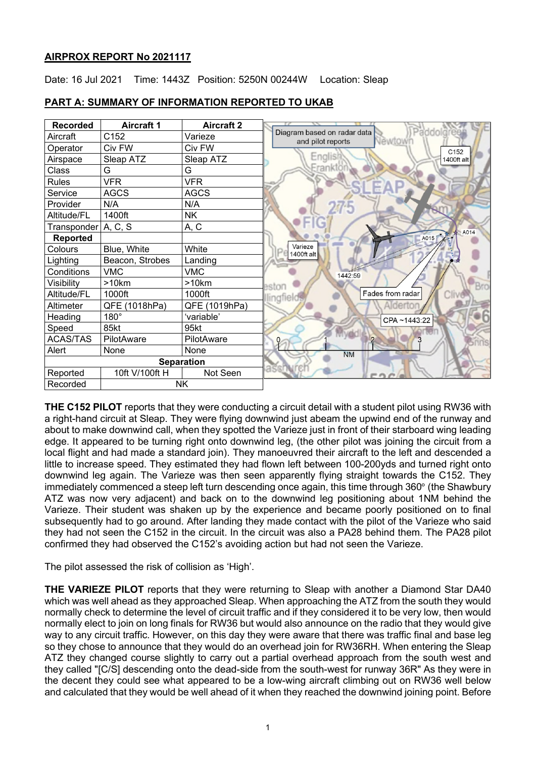# AIRPROX REPORT No 2021117

Date: 16 Jul 2021 Time: 1443Z Position: 5250N 00244W Location: Sleap

## PART A: SUMMARY OF INFORMATION REPORTED TO UKAB

| Recorded | Aircraft 1 | Aircraft 2 |
|---|---|---|
| Aircraft | C152 | Varieze |
| Operator | Civ FW | Civ FW |
| Airspace | Sleap ATZ | Sleap ATZ |
| Class | G | G |
| Rules | VFR | VFR |
| Service | AGCS | AGCS |
| Provider | N/A | N/A |
| Altitude/FL | 1400ft | NK |
| Transponder | A, C, S | A, C |
| **Reported** | | |
| Colours | Blue, White | White |
| Lighting | Beacon, Strobes | Landing |
| Conditions | VMC | VMC |
| Visibility | >10km | >10km |
| Altitude/FL | 1000ft | 1000ft |
| Altimeter | QFE (1018hPa) | QFE (1019hPa) |
| Heading | 180° | 'variable' |
| Speed | 85kt | 95kt |
| ACAS/TAS | PilotAware | PilotAware |
| Alert | None | None |
| **Separation** | | |
| Reported | 10ft V/100ft H | Not Seen |
| Recorded | NK | |

Diagram based on radar data and pilot reports

**THE C152 PILOT** reports that they were conducting a circuit detail with a student pilot using RW36 with a right-hand circuit at Sleap. They were flying downwind just abeam the upwind end of the runway and about to make downwind call, when they spotted the Varieze just in front of their starboard wing leading edge. It appeared to be turning right onto downwind leg, (the other pilot was joining the circuit from a local flight and had made a standard join). They manoeuvred their aircraft to the left and descended a little to increase speed. They estimated they had flown left between 100-200yds and turned right onto downwind leg again. The Varieze was then seen apparently flying straight towards the C152. They immediately commenced a steep left turn descending once again, this time through 360° (the Shawbury ATZ was now very adjacent) and back on to the downwind leg positioning about 1NM behind the Varieze. Their student was shaken up by the experience and became poorly positioned on to final subsequently had to go around. After landing they made contact with the pilot of the Varieze who said they had not seen the C152 in the circuit. In the circuit was also a PA28 behind them. The PA28 pilot confirmed they had observed the C152's avoiding action but had not seen the Varieze.

The pilot assessed the risk of collision as 'High'.

**THE VARIEZE PILOT** reports that they were returning to Sleap with another a Diamond Star DA40 which was well ahead as they approached Sleap. When approaching the ATZ from the south they would normally check to determine the level of circuit traffic and if they considered it to be very low, then would normally elect to join on long finals for RW36 but would also announce on the radio that they would give way to any circuit traffic. However, on this day they were aware that there was traffic final and base leg so they chose to announce that they would do an overhead join for RW36RH. When entering the Sleap ATZ they changed course slightly to carry out a partial overhead approach from the south west and they called "[C/S] descending onto the dead-side from the south-west for runway 36R" As they were in the decent they could see what appeared to be a low-wing aircraft climbing out on RW36 well below and calculated that they would be well ahead of it when they reached the downwind joining point. Before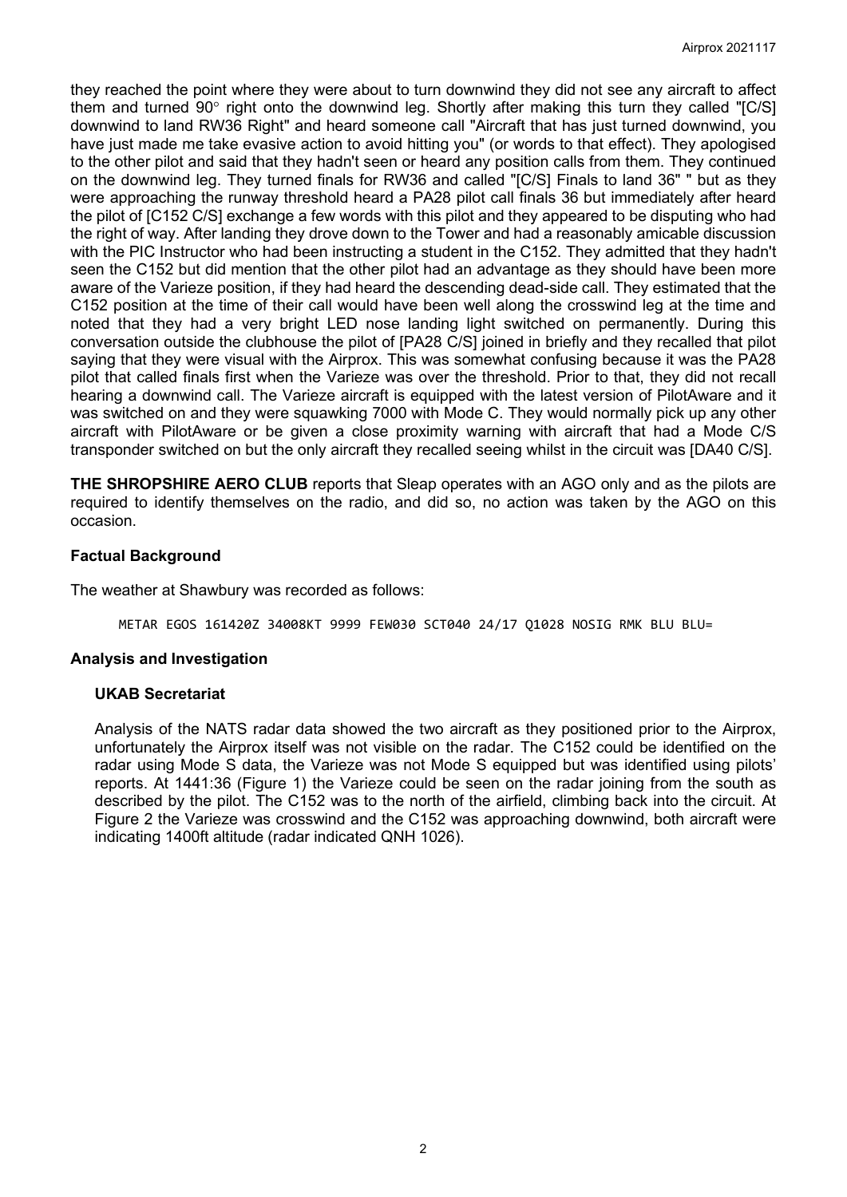they reached the point where they were about to turn downwind they did not see any aircraft to affect them and turned 90° right onto the downwind leg. Shortly after making this turn they called "[C/S] downwind to land RW36 Right" and heard someone call "Aircraft that has just turned downwind, you have just made me take evasive action to avoid hitting you" (or words to that effect). They apologised to the other pilot and said that they hadn't seen or heard any position calls from them. They continued on the downwind leg. They turned finals for RW36 and called "[C/S] Finals to land 36" " but as they were approaching the runway threshold heard a PA28 pilot call finals 36 but immediately after heard the pilot of [C152 C/S] exchange a few words with this pilot and they appeared to be disputing who had the right of way. After landing they drove down to the Tower and had a reasonably amicable discussion with the PIC Instructor who had been instructing a student in the C152. They admitted that they hadn't seen the C152 but did mention that the other pilot had an advantage as they should have been more aware of the Varieze position, if they had heard the descending dead-side call. They estimated that the C152 position at the time of their call would have been well along the crosswind leg at the time and noted that they had a very bright LED nose landing light switched on permanently. During this conversation outside the clubhouse the pilot of [PA28 C/S] joined in briefly and they recalled that pilot saying that they were visual with the Airprox. This was somewhat confusing because it was the PA28 pilot that called finals first when the Varieze was over the threshold. Prior to that, they did not recall hearing a downwind call. The Varieze aircraft is equipped with the latest version of PilotAware and it was switched on and they were squawking 7000 with Mode C. They would normally pick up any other aircraft with PilotAware or be given a close proximity warning with aircraft that had a Mode C/S transponder switched on but the only aircraft they recalled seeing whilst in the circuit was [DA40 C/S].

**THE SHROPSHIRE AERO CLUB** reports that Sleap operates with an AGO only and as the pilots are required to identify themselves on the radio, and did so, no action was taken by the AGO on this occasion.

## Factual Background

The weather at Shawbury was recorded as follows:

```
METAR EGOS 161420Z 34008KT 9999 FEW030 SCT040 24/17 Q1028 NOSIG RMK BLU BLU=
```

## Analysis and Investigation

### UKAB Secretariat

Analysis of the NATS radar data showed the two aircraft as they positioned prior to the Airprox, unfortunately the Airprox itself was not visible on the radar. The C152 could be identified on the radar using Mode S data, the Varieze was not Mode S equipped but was identified using pilots' reports. At 1441:36 (Figure 1) the Varieze could be seen on the radar joining from the south as described by the pilot. The C152 was to the north of the airfield, climbing back into the circuit. At Figure 2 the Varieze was crosswind and the C152 was approaching downwind, both aircraft were indicating 1400ft altitude (radar indicated QNH 1026).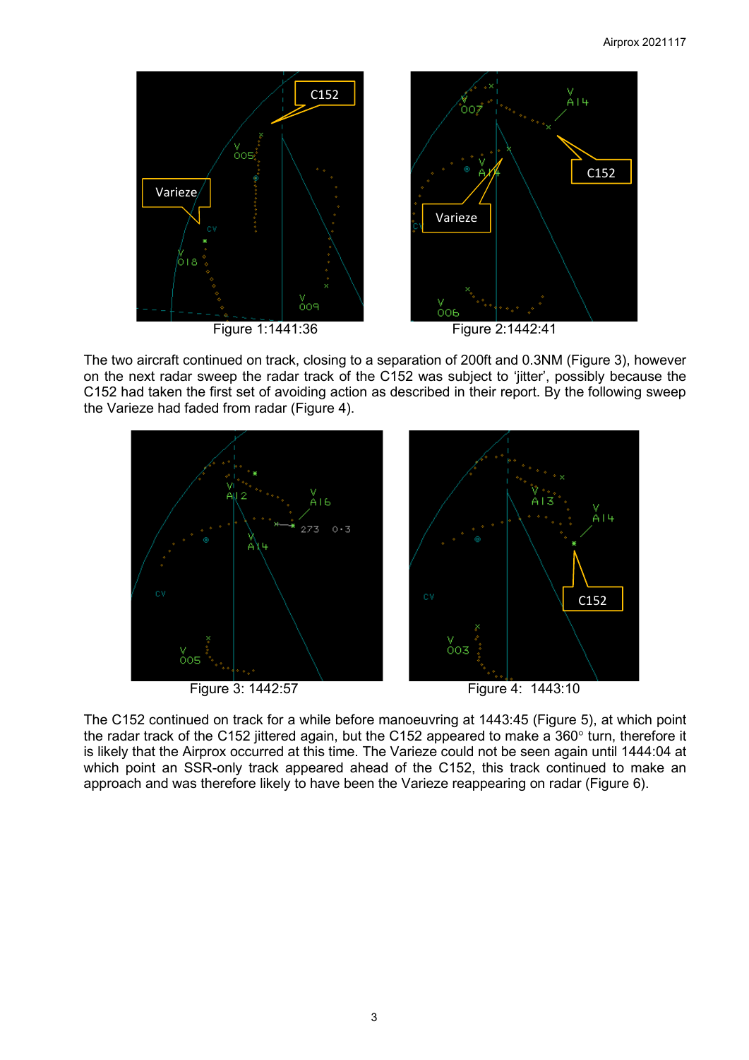Figure 1:1441:36

Figure 2:1442:41

The two aircraft continued on track, closing to a separation of 200ft and 0.3NM (Figure 3), however on the next radar sweep the radar track of the C152 was subject to 'jitter', possibly because the C152 had taken the first set of avoiding action as described in their report. By the following sweep the Varieze had faded from radar (Figure 4).

Figure 3: 1442:57

Figure 4: 1443:10

The C152 continued on track for a while before manoeuvring at 1443:45 (Figure 5), at which point the radar track of the C152 jittered again, but the C152 appeared to make a 360° turn, therefore it is likely that the Airprox occurred at this time. The Varieze could not be seen again until 1444:04 at which point an SSR-only track appeared ahead of the C152, this track continued to make an approach and was therefore likely to have been the Varieze reappearing on radar (Figure 6).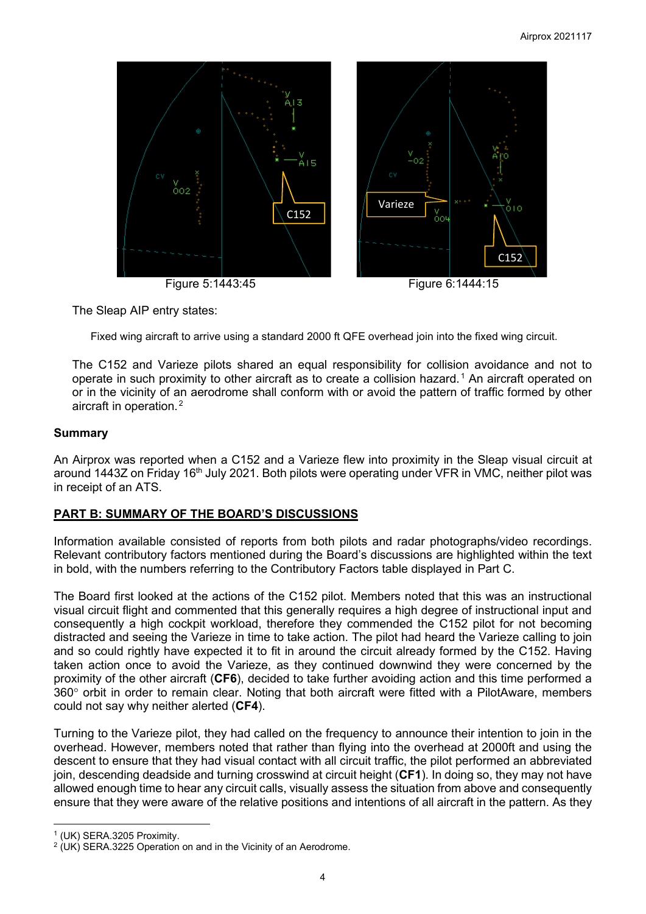Figure 5:1443:45

Figure 6:1444:15

The Sleap AIP entry states:

> Fixed wing aircraft to arrive using a standard 2000 ft QFE overhead join into the fixed wing circuit.

The C152 and Varieze pilots shared an equal responsibility for collision avoidance and not to operate in such proximity to other aircraft as to create a collision hazard.[1] An aircraft operated on or in the vicinity of an aerodrome shall conform with or avoid the pattern of traffic formed by other aircraft in operation.[2]

## Summary

An Airprox was reported when a C152 and a Varieze flew into proximity in the Sleap visual circuit at around 1443Z on Friday 16th July 2021. Both pilots were operating under VFR in VMC, neither pilot was in receipt of an ATS.

## PART B: SUMMARY OF THE BOARD'S DISCUSSIONS

Information available consisted of reports from both pilots and radar photographs/video recordings. Relevant contributory factors mentioned during the Board's discussions are highlighted within the text in bold, with the numbers referring to the Contributory Factors table displayed in Part C.

The Board first looked at the actions of the C152 pilot. Members noted that this was an instructional visual circuit flight and commented that this generally requires a high degree of instructional input and consequently a high cockpit workload, therefore they commended the C152 pilot for not becoming distracted and seeing the Varieze in time to take action. The pilot had heard the Varieze calling to join and so could rightly have expected it to fit in around the circuit already formed by the C152. Having taken action once to avoid the Varieze, as they continued downwind they were concerned by the proximity of the other aircraft (**CF6**), decided to take further avoiding action and this time performed a 360° orbit in order to remain clear. Noting that both aircraft were fitted with a PilotAware, members could not say why neither alerted (**CF4**).

Turning to the Varieze pilot, they had called on the frequency to announce their intention to join in the overhead. However, members noted that rather than flying into the overhead at 2000ft and using the descent to ensure that they had visual contact with all circuit traffic, the pilot performed an abbreviated join, descending deadside and turning crosswind at circuit height (**CF1**). In doing so, they may not have allowed enough time to hear any circuit calls, visually assess the situation from above and consequently ensure that they were aware of the relative positions and intentions of all aircraft in the pattern. As they

---

[1] (UK) SERA.3205 Proximity.

[2] (UK) SERA.3225 Operation on and in the Vicinity of an Aerodrome.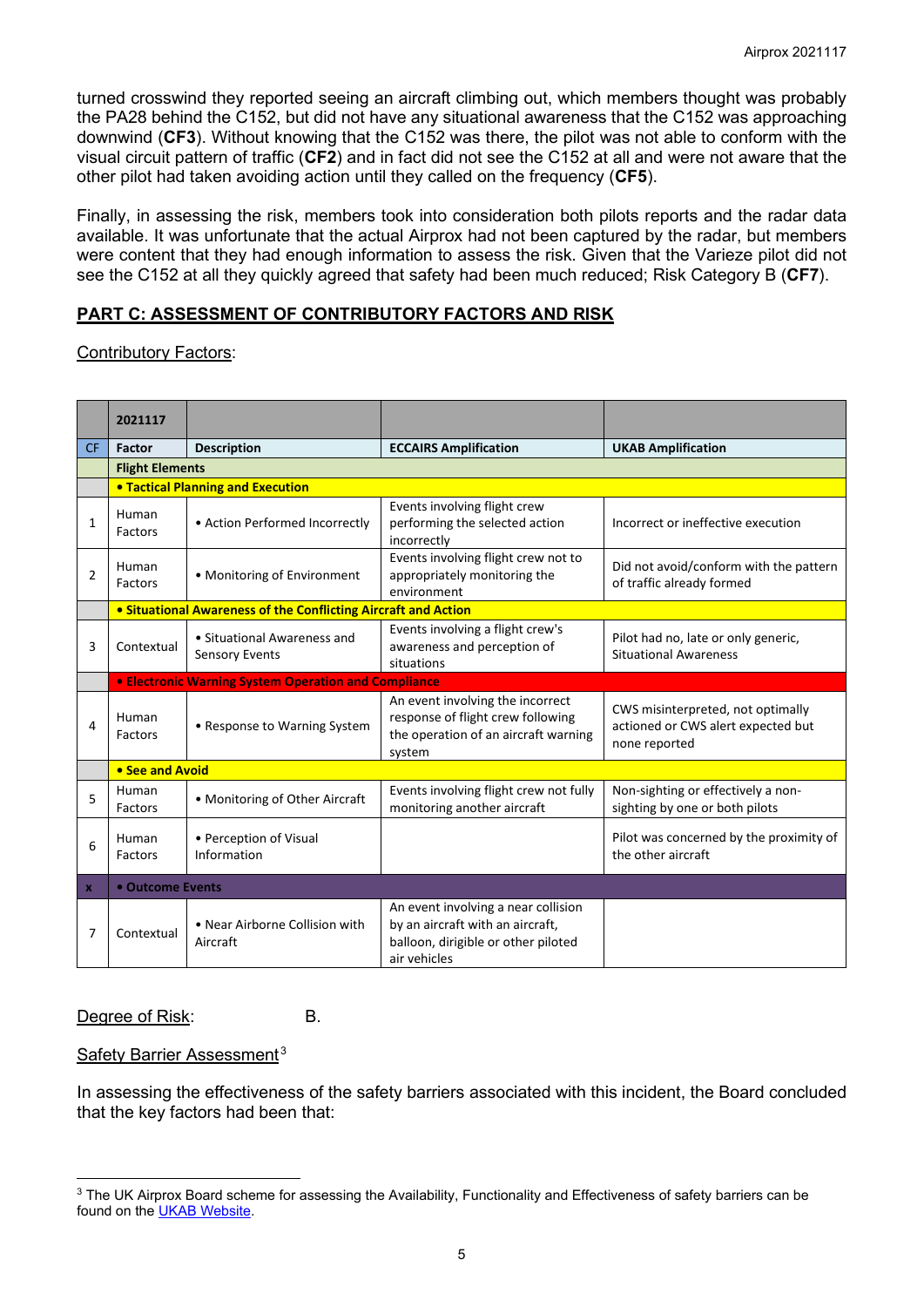turned crosswind they reported seeing an aircraft climbing out, which members thought was probably the PA28 behind the C152, but did not have any situational awareness that the C152 was approaching downwind (**CF3**). Without knowing that the C152 was there, the pilot was not able to conform with the visual circuit pattern of traffic (**CF2**) and in fact did not see the C152 at all and were not aware that the other pilot had taken avoiding action until they called on the frequency (**CF5**).

Finally, in assessing the risk, members took into consideration both pilots reports and the radar data available. It was unfortunate that the actual Airprox had not been captured by the radar, but members were content that they had enough information to assess the risk. Given that the Varieze pilot did not see the C152 at all they quickly agreed that safety had been much reduced; Risk Category B (**CF7**).

## PART C: ASSESSMENT OF CONTRIBUTORY FACTORS AND RISK

Contributory Factors:

| | 2021117 | | | |
|---|---|---|---|---|
| CF | Factor | Description | ECCAIRS Amplification | UKAB Amplification |
| | **Flight Elements** | | | |
| | **• Tactical Planning and Execution** | | | |
| 1 | Human Factors | • Action Performed Incorrectly | Events involving flight crew performing the selected action incorrectly | Incorrect or ineffective execution |
| 2 | Human Factors | • Monitoring of Environment | Events involving flight crew not to appropriately monitoring the environment | Did not avoid/conform with the pattern of traffic already formed |
| | **• Situational Awareness of the Conflicting Aircraft and Action** | | | |
| 3 | Contextual | • Situational Awareness and Sensory Events | Events involving a flight crew's awareness and perception of situations | Pilot had no, late or only generic, Situational Awareness |
| | **• Electronic Warning System Operation and Compliance** | | | |
| 4 | Human Factors | • Response to Warning System | An event involving the incorrect response of flight crew following the operation of an aircraft warning system | CWS misinterpreted, not optimally actioned or CWS alert expected but none reported |
| | **• See and Avoid** | | | |
| 5 | Human Factors | • Monitoring of Other Aircraft | Events involving flight crew not fully monitoring another aircraft | Non-sighting or effectively a non-sighting by one or both pilots |
| 6 | Human Factors | • Perception of Visual Information | | Pilot was concerned by the proximity of the other aircraft |
| x | **• Outcome Events** | | | |
| 7 | Contextual | • Near Airborne Collision with Aircraft | An event involving a near collision by an aircraft with an aircraft, balloon, dirigible or other piloted air vehicles | |

Degree of Risk: B.

Safety Barrier Assessment[3]

In assessing the effectiveness of the safety barriers associated with this incident, the Board concluded that the key factors had been that:

[3] The UK Airprox Board scheme for assessing the Availability, Functionality and Effectiveness of safety barriers can be found on the UKAB Website.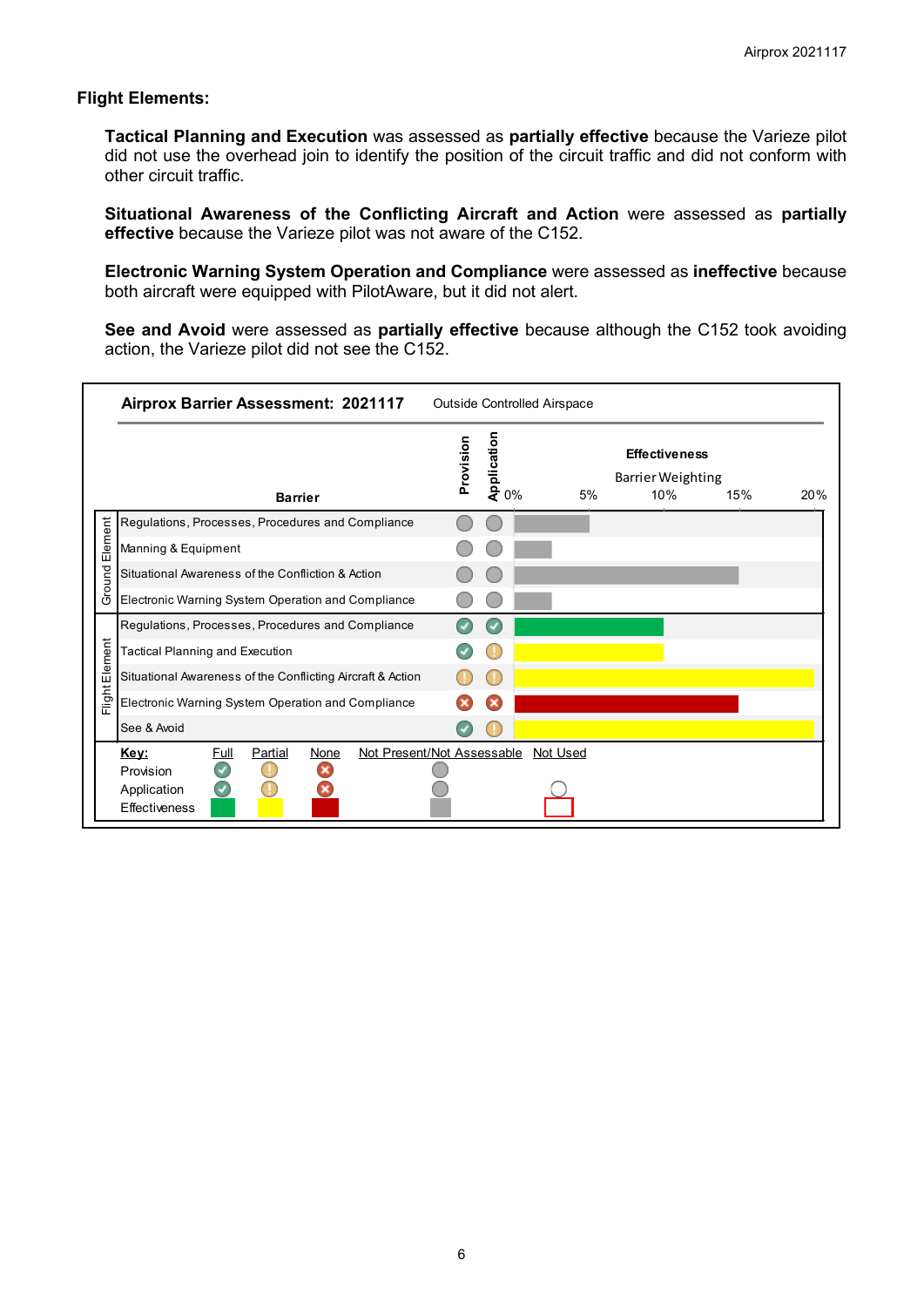**Flight Elements:**

**Tactical Planning and Execution** was assessed as **partially effective** because the Varieze pilot did not use the overhead join to identify the position of the circuit traffic and did not conform with other circuit traffic.

**Situational Awareness of the Conflicting Aircraft and Action** were assessed as **partially effective** because the Varieze pilot was not aware of the C152.

**Electronic Warning System Operation and Compliance** were assessed as **ineffective** because both aircraft were equipped with PilotAware, but it did not alert.

**See and Avoid** were assessed as **partially effective** because although the C152 took avoiding action, the Varieze pilot did not see the C152.

**Airprox Barrier Assessment: 2021117** Outside Controlled Airspace

Barrier

Provision

Application

Effectiveness

Barrier Weighting

0%

5%

10%

15%

20%

Ground Element

Regulations, Processes, Procedures and Compliance

Manning & Equipment

Situational Awareness of the Confliction & Action

Electronic Warning System Operation and Compliance

Flight Element

Regulations, Processes, Procedures and Compliance

Tactical Planning and Execution

Situational Awareness of the Conflicting Aircraft & Action

Electronic Warning System Operation and Compliance

See & Avoid

Key: Full Partial None Not Present/Not Assessable Not Used

Provision

Application

Effectiveness